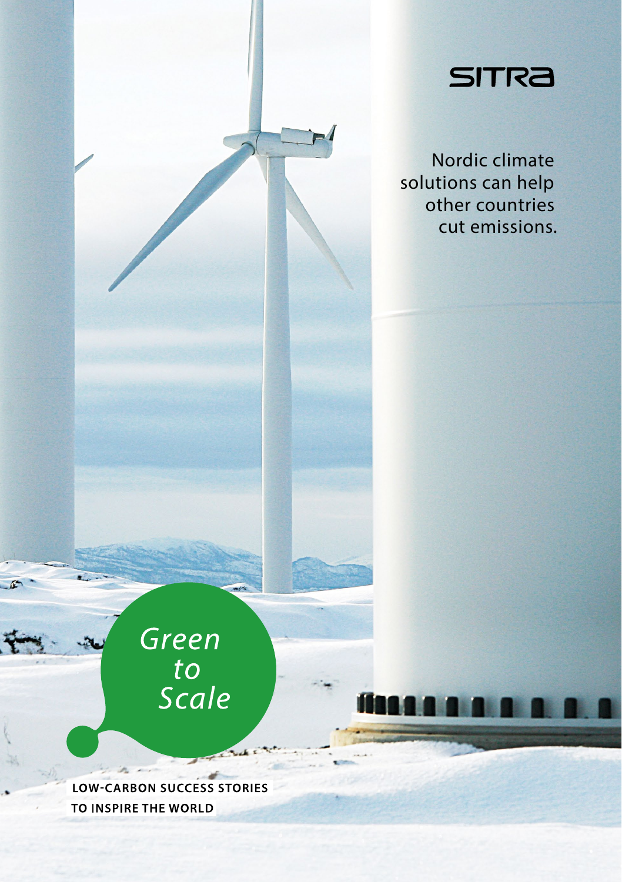SITRA

Nordic climate solutions can help other countries cut emissions.

# *Green to Scale*

**LOW-CARBON SUCCESS STORIES TO INSPIRE THE WORLD**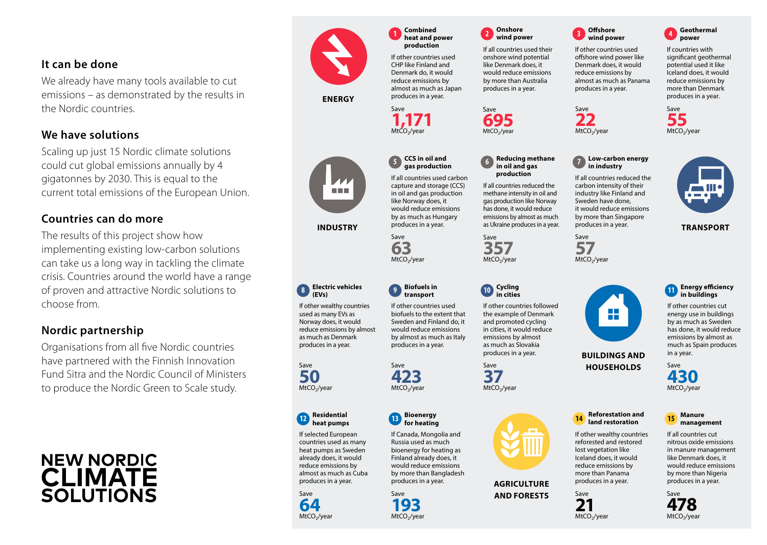## It can be done

We already have many tools available to cut emissions – as demonstrated by the results in the Nordic countries.

## We have solutions

Scaling up just 15 Nordic climate solutions could cut global emissions annually by 4 gigatonnes by 2030. This is equal to the current total emissions of the European Union.

## Countries can do more

The results of this project show how implementing existing low-carbon solutions can take us a long way in tackling the climate crisis. Countries around the world have a range of proven and attractive Nordic solutions to choose from.

## Nordic partnership

Organisations from all five Nordic countries have partnered with the Finnish Innovation Fund Sitra and the Nordic Council of Ministers to produce the Nordic Green to Scale study.

**NEW NORDIC CLIMATE SOLUTIONS**

### ENERGY

**1 Combined heat and power production**

If other countries used CHP like Finland and Denmark do, it would reduce emissions by almost as much as Japan produces in a year.

Save **1,171** Mt$CO_2$/year

**2 Onshore wind power**

If all countries used their onshore wind potential like Denmark does, it would reduce emissions by more than Australia produces in a year.

Save **695** Mt$CO_2$/year

**3 Offshore wind power**

If other countries used offshore wind power like Denmark does, it would reduce emissions by almost as much as Panama produces in a year.

Save **22** Mt$CO_2$/year

**4 Geothermal power**

If countries with significant geothermal potential used it like Iceland does, it would reduce emissions by more than Denmark produces in a year.

Save **55** Mt$CO_2$/year

### INDUSTRY

**5 CCS in oil and gas production**

If all countries used carbon capture and storage (CCS) in oil and gas production like Norway does, it would reduce emissions by as much as Hungary produces in a year.

Save **63** Mt$CO_2$/year

**6 Reducing methane in oil and gas production**

If all countries reduced the methane intensity in oil and gas production like Norway has done, it would reduce emissions by almost as much as Ukraine produces in a year.

Save **357** Mt$CO_2$/year

**7 Low-carbon energy in industry**

If all countries reduced the carbon intensity of their industry like Finland and Sweden have done, it would reduce emissions by more than Singapore produces in a year.

Save **57** Mt$CO_2$/year

### TRANSPORT

**8 Electric vehicles (EVs)**

If other wealthy countries used as many EVs as Norway does, it would reduce emissions by almost as much as Denmark produces in a year.

Save **50** Mt$CO_2$/year

**9 Biofuels in transport**

If other countries used biofuels to the extent that Sweden and Finland do, it would reduce emissions by almost as much as Italy produces in a year.

Save **423** Mt$CO_2$/year

**10 Cycling in cities**

If other countries followed the example of Denmark and promoted cycling in cities, it would reduce emissions by almost as much as Slovakia produces in a year.

Save **37** Mt$CO_2$/year

### BUILDINGS AND HOUSEHOLDS

**11 Energy efficiency in buildings**

If other countries cut energy use in buildings by as much as Sweden has done, it would reduce emissions by almost as much as Spain produces in a year.

Save **430** Mt$CO_2$/year

**12 Residential heat pumps**

If selected European countries used as many heat pumps as Sweden already does, it would reduce emissions by almost as much as Cuba produces in a year.

Save **64** Mt$CO_2$/year

**13 Bioenergy for heating**

If Canada, Mongolia and Russia used as much bioenergy for heating as Finland already does, it would reduce emissions by more than Bangladesh produces in a year.

Save **193** Mt$CO_2$/year

### AGRICULTURE AND FORESTS

**14 Reforestation and land restoration**

If other wealthy countries reforested and restored lost vegetation like Iceland does, it would reduce emissions by more than Panama produces in a year.

Save **21** Mt$CO_2$/year

**15 Manure management**

If all countries cut nitrous oxide emissions in manure management like Denmark does, it would reduce emissions by more than Nigeria produces in a year.

Save **478** Mt$CO_2$/year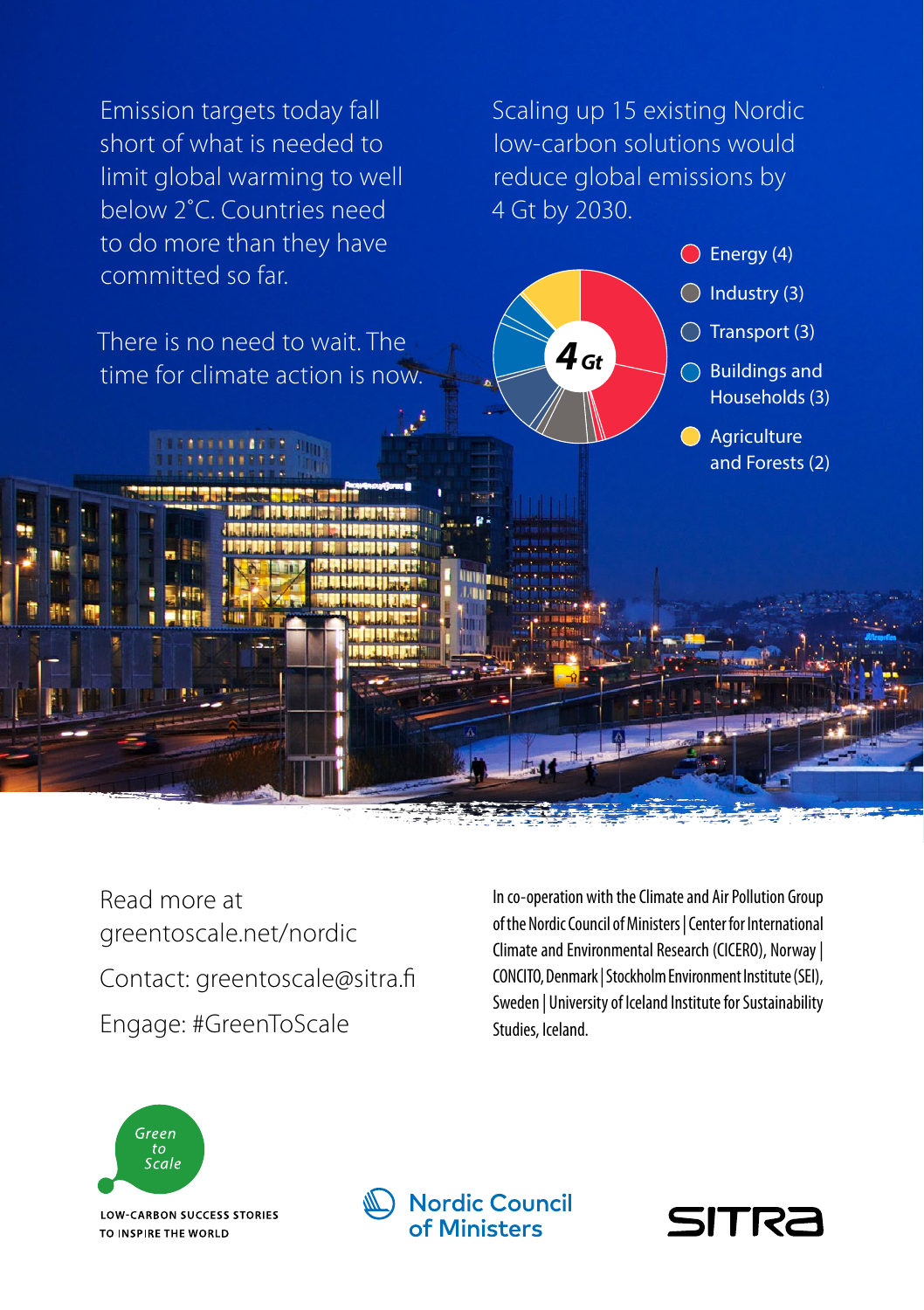Emission targets today fall short of what is needed to limit global warming to well below 2˚C. Countries need to do more than they have committed so far.

There is no need to wait. The time for climate action is now.

Scaling up 15 existing Nordic low-carbon solutions would reduce global emissions by 4 Gt by 2030.

4 Gt

- Energy (4)
- Industry (3)
- Transport (3)
- Buildings and Households (3)
- Agriculture and Forests (2)

Read more at greentoscale.net/nordic

Contact: greentoscale@sitra.fi

Engage: #GreenToScale

In co-operation with the Climate and Air Pollution Group of the Nordic Council of Ministers | Center for International Climate and Environmental Research (CICERO), Norway | CONCITO, Denmark | Stockholm Environment Institute (SEI), Sweden | University of Iceland Institute for Sustainability Studies, Iceland.

Green to Scale

LOW-CARBON SUCCESS STORIES TO INSPIRE THE WORLD

Nordic Council of Ministers

SITRA